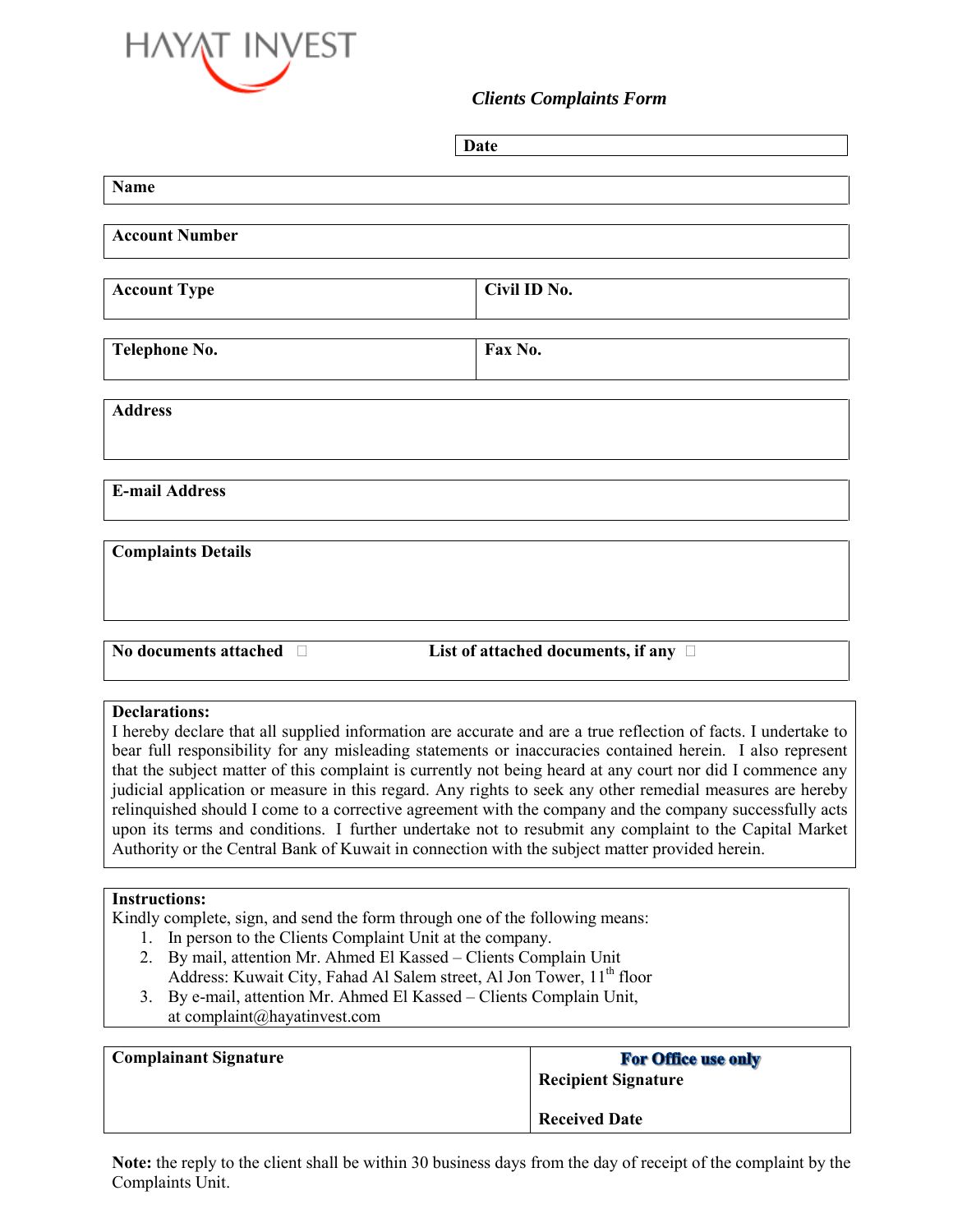HAYAT INVEST

*Clients Complaints Form*

| **Date** | |
|---|---|

| **Name** |
|---|

| **Account Number** |
|---|

| **Account Type** | **Civil ID No.** |
|---|---|

| **Telephone No.** | **Fax No.** |
|---|---|

| **Address** |
|---|

| **E-mail Address** |
|---|

| **Complaints Details** |
|---|

| **No documents attached** ☐ | **List of attached documents, if any** ☐ |
|---|---|

**Declarations:**
I hereby declare that all supplied information are accurate and are a true reflection of facts. I undertake to bear full responsibility for any misleading statements or inaccuracies contained herein. I also represent that the subject matter of this complaint is currently not being heard at any court nor did I commence any judicial application or measure in this regard. Any rights to seek any other remedial measures are hereby relinquished should I come to a corrective agreement with the company and the company successfully acts upon its terms and conditions. I further undertake not to resubmit any complaint to the Capital Market Authority or the Central Bank of Kuwait in connection with the subject matter provided herein.

**Instructions:**
Kindly complete, sign, and send the form through one of the following means:

1. In person to the Clients Complaint Unit at the company.
2. By mail, attention Mr. Ahmed El Kassed – Clients Complain Unit
   Address: Kuwait City, Fahad Al Salem street, Al Jon Tower, 11th floor
3. By e-mail, attention Mr. Ahmed El Kassed – Clients Complain Unit,
   at complaint@hayatinvest.com

| **Complainant Signature** | **For Office use only**<br>**Recipient Signature**<br><br>**Received Date** |
|---|---|

**Note:** the reply to the client shall be within 30 business days from the day of receipt of the complaint by the Complaints Unit.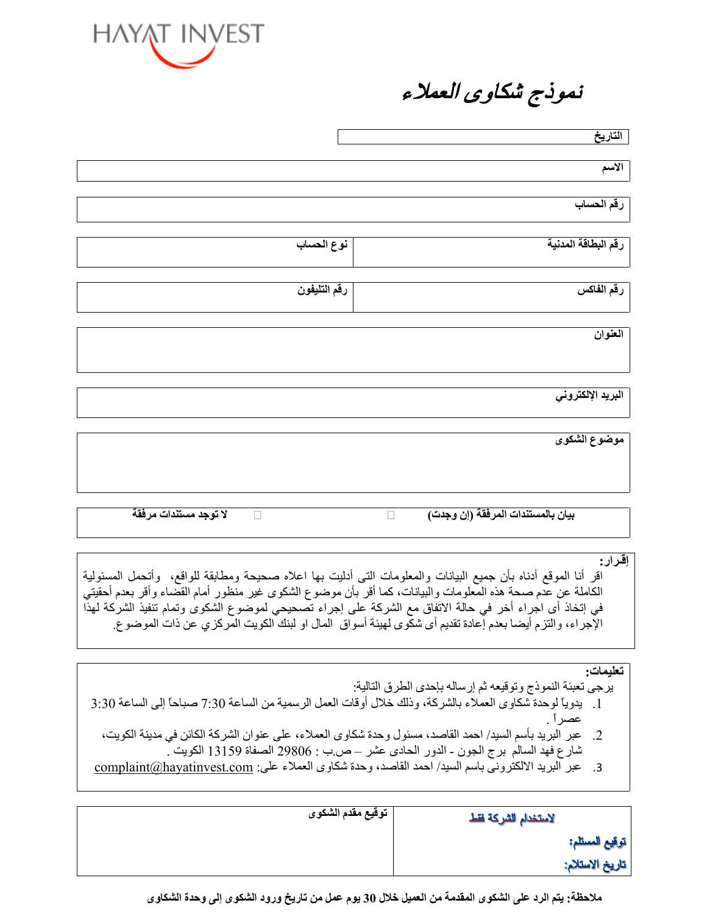HAYAT INVEST

# نموذج شكاوى العملاء

| | |
|---|---|
| **التاريخ** | |
| **الاسم** | |
| **رقم الحساب** | |
| **رقم البطاقة المدنية** | **نوع الحساب** |
| **رقم الفاكس** | **رقم التليفون** |
| **العنوان** | |
| **البريد الإلكتروني** | |
| **موضوع الشكوى** | |
| **بيان بالمستندات المرفقة (إن وجدت)** ☐ | ☐ **لا توجد مستندات مرفقة** |

**إقرار:**
اقر أنا الموقع أدناه بأن جميع البيانات والمعلومات التى أدليت بها اعلاه صحيحة ومطابقة للواقع، وأتحمل المسئولية الكاملة عن عدم صحة هذه المعلومات والبيانات، كما أقر بأن موضوع الشكوى غير منظور أمام القضاء وأقر بعدم أحقيتي في إتخاذ أى اجراء أخر في حالة الاتفاق مع الشركة على إجراء تصحيحي لموضوع الشكوى وتمام تنفيذ الشركة لهذا الإجراء، والتزم أيضا بعدم إعادة تقديم أى شكوى لهيئة أسواق المال او لبنك الكويت المركزي عن ذات الموضوع.

**تعليمات:**
يرجى تعبئة النموذج وتوقيعه ثم إرساله بإحدى الطرق التالية:

1. يدوياً لوحدة شكاوى العملاء بالشركة، وذلك خلال أوقات العمل الرسمية من الساعة 7:30 صباحاً إلى الساعة 3:30 عصراً .
2. عبر البريد بأسم السيد/ احمد القاصد، مسئول وحدة شكاوى العملاء، على عنوان الشركة الكائن في مدينة الكويت، شارع فهد السالم برج الجون - الدور الحادى عشر – ص.ب : 29806 الصفاة 13159 الكويت .
3. عبر البريد الالكترونى باسم السيد/ احمد القاصد، وحدة شكاوى العملاء على: complaint@hayatinvest.com

| | |
|---|---|
| **لاستخدام الشركة فقط** | **توقيع مقدم الشكوى** |
| **توقيع المستلم:** | |
| **تاريخ الاستلام:** | |

**ملاحظة: يتم الرد على الشكوى المقدمة من العميل خلال 30 يوم عمل من تاريخ ورود الشكوى إلى وحدة الشكاوى**